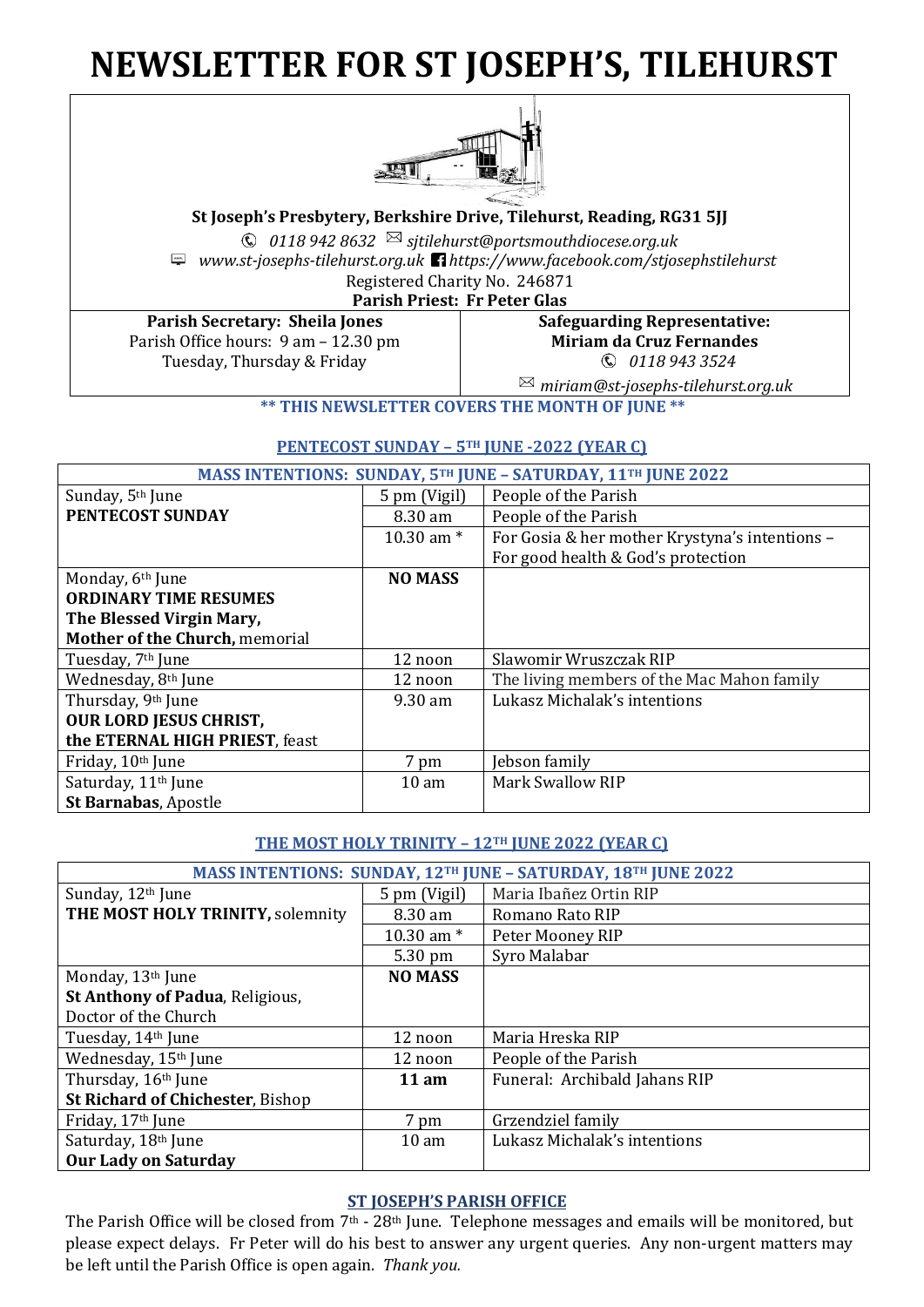# NEWSLETTER FOR ST JOSEPH'S, TILEHURST

**St Joseph's Presbytery, Berkshire Drive, Tilehurst, Reading, RG31 5JJ**

*0118 942 8632* *sjtilehurst@portsmouthdiocese.org.uk*

*www.st-josephs-tilehurst.org.uk* *https://www.facebook.com/stjosephstilehurst*

Registered Charity No. 246871

**Parish Priest: Fr Peter Glas**

**Parish Secretary: Sheila Jones**
Parish Office hours: 9 am – 12.30 pm
Tuesday, Thursday & Friday

**Safeguarding Representative:**
**Miriam da Cruz Fernandes**
*0118 943 3524*
*miriam@st-josephs-tilehurst.org.uk*

**\*\* THIS NEWSLETTER COVERS THE MONTH OF JUNE \*\***

## PENTECOST SUNDAY – 5TH JUNE -2022 (YEAR C)

| MASS INTENTIONS: SUNDAY, 5TH JUNE – SATURDAY, 11TH JUNE 2022 | | |
|---|---|---|
| Sunday, 5th June **PENTECOST SUNDAY** | 5 pm (Vigil) | People of the Parish |
| | 8.30 am | People of the Parish |
| | 10.30 am * | For Gosia & her mother Krystyna's intentions – For good health & God's protection |
| Monday, 6th June **ORDINARY TIME RESUMES** **The Blessed Virgin Mary, Mother of the Church,** memorial | **NO MASS** | |
| Tuesday, 7th June | 12 noon | Slawomir Wruszczak RIP |
| Wednesday, 8th June | 12 noon | The living members of the Mac Mahon family |
| Thursday, 9th June **OUR LORD JESUS CHRIST, the ETERNAL HIGH PRIEST**, feast | 9.30 am | Lukasz Michalak's intentions |
| Friday, 10th June | 7 pm | Jebson family |
| Saturday, 11th June **St Barnabas**, Apostle | 10 am | Mark Swallow RIP |

## THE MOST HOLY TRINITY – 12TH JUNE 2022 (YEAR C)

| MASS INTENTIONS: SUNDAY, 12TH JUNE – SATURDAY, 18TH JUNE 2022 | | |
|---|---|---|
| Sunday, 12th June **THE MOST HOLY TRINITY,** solemnity | 5 pm (Vigil) | Maria Ibañez Ortin RIP |
| | 8.30 am | Romano Rato RIP |
| | 10.30 am * | Peter Mooney RIP |
| | 5.30 pm | Syro Malabar |
| Monday, 13th June **St Anthony of Padua**, Religious, Doctor of the Church | **NO MASS** | |
| Tuesday, 14th June | 12 noon | Maria Hreska RIP |
| Wednesday, 15th June | 12 noon | People of the Parish |
| Thursday, 16th June **St Richard of Chichester**, Bishop | **11 am** | Funeral: Archibald Jahans RIP |
| Friday, 17th June | 7 pm | Grzendziel family |
| Saturday, 18th June **Our Lady on Saturday** | 10 am | Lukasz Michalak's intentions |

## ST JOSEPH'S PARISH OFFICE

The Parish Office will be closed from 7th - 28th June. Telephone messages and emails will be monitored, but please expect delays. Fr Peter will do his best to answer any urgent queries. Any non-urgent matters may be left until the Parish Office is open again. *Thank you.*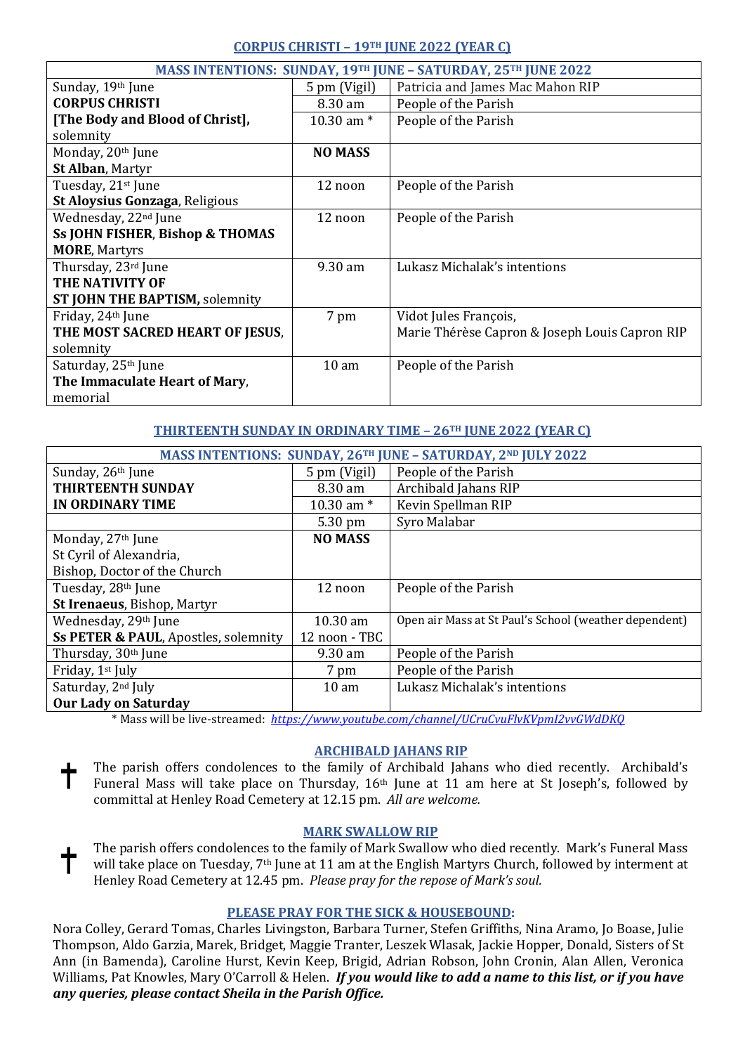## CORPUS CHRISTI – 19TH JUNE 2022 (YEAR C)

| MASS INTENTIONS: SUNDAY, 19TH JUNE – SATURDAY, 25TH JUNE 2022 | | |
|---|---|---|
| Sunday, 19th June **CORPUS CHRISTI [The Body and Blood of Christ]**, solemnity | 5 pm (Vigil) | Patricia and James Mac Mahon RIP |
| | 8.30 am | People of the Parish |
| | 10.30 am * | People of the Parish |
| Monday, 20th June **St Alban**, Martyr | **NO MASS** | |
| Tuesday, 21st June **St Aloysius Gonzaga**, Religious | 12 noon | People of the Parish |
| Wednesday, 22nd June **Ss JOHN FISHER**, **Bishop & THOMAS MORE**, Martyrs | 12 noon | People of the Parish |
| Thursday, 23rd June **THE NATIVITY OF ST JOHN THE BAPTISM,** solemnity | 9.30 am | Lukasz Michalak's intentions |
| Friday, 24th June **THE MOST SACRED HEART OF JESUS**, solemnity | 7 pm | Vidot Jules François, Marie Thérèse Capron & Joseph Louis Capron RIP |
| Saturday, 25th June **The Immaculate Heart of Mary**, memorial | 10 am | People of the Parish |

## THIRTEENTH SUNDAY IN ORDINARY TIME – 26TH JUNE 2022 (YEAR C)

| MASS INTENTIONS: SUNDAY, 26TH JUNE – SATURDAY, 2ND JULY 2022 | | |
|---|---|---|
| Sunday, 26th June **THIRTEENTH SUNDAY IN ORDINARY TIME** | 5 pm (Vigil) | People of the Parish |
| | 8.30 am | Archibald Jahans RIP |
| | 10.30 am * | Kevin Spellman RIP |
| | 5.30 pm | Syro Malabar |
| Monday, 27th June St Cyril of Alexandria, Bishop, Doctor of the Church | **NO MASS** | |
| Tuesday, 28th June **St Irenaeus**, Bishop, Martyr | 12 noon | People of the Parish |
| Wednesday, 29th June **Ss PETER & PAUL**, Apostles, solemnity | 10.30 am | Open air Mass at St Paul's School (weather dependent) |
| | 12 noon - TBC | |
| Thursday, 30th June | 9.30 am | People of the Parish |
| Friday, 1st July | 7 pm | People of the Parish |
| Saturday, 2nd July **Our Lady on Saturday** | 10 am | Lukasz Michalak's intentions |

* Mass will be live-streamed: *https://www.youtube.com/channel/UCruCvuFlvKVpmI2vvGWdDKQ*

### ARCHIBALD JAHANS RIP

✝ The parish offers condolences to the family of Archibald Jahans who died recently. Archibald's Funeral Mass will take place on Thursday, 16th June at 11 am here at St Joseph's, followed by committal at Henley Road Cemetery at 12.15 pm. *All are welcome.*

### MARK SWALLOW RIP

✝ The parish offers condolences to the family of Mark Swallow who died recently. Mark's Funeral Mass will take place on Tuesday, 7th June at 11 am at the English Martyrs Church, followed by interment at Henley Road Cemetery at 12.45 pm. *Please pray for the repose of Mark's soul.*

### PLEASE PRAY FOR THE SICK & HOUSEBOUND:

Nora Colley, Gerard Tomas, Charles Livingston, Barbara Turner, Stefen Griffiths, Nina Aramo, Jo Boase, Julie Thompson, Aldo Garzia, Marek, Bridget, Maggie Tranter, Leszek Wlasak, Jackie Hopper, Donald, Sisters of St Ann (in Bamenda), Caroline Hurst, Kevin Keep, Brigid, Adrian Robson, John Cronin, Alan Allen, Veronica Williams, Pat Knowles, Mary O'Carroll & Helen. ***If you would like to add a name to this list, or if you have any queries, please contact Sheila in the Parish Office.***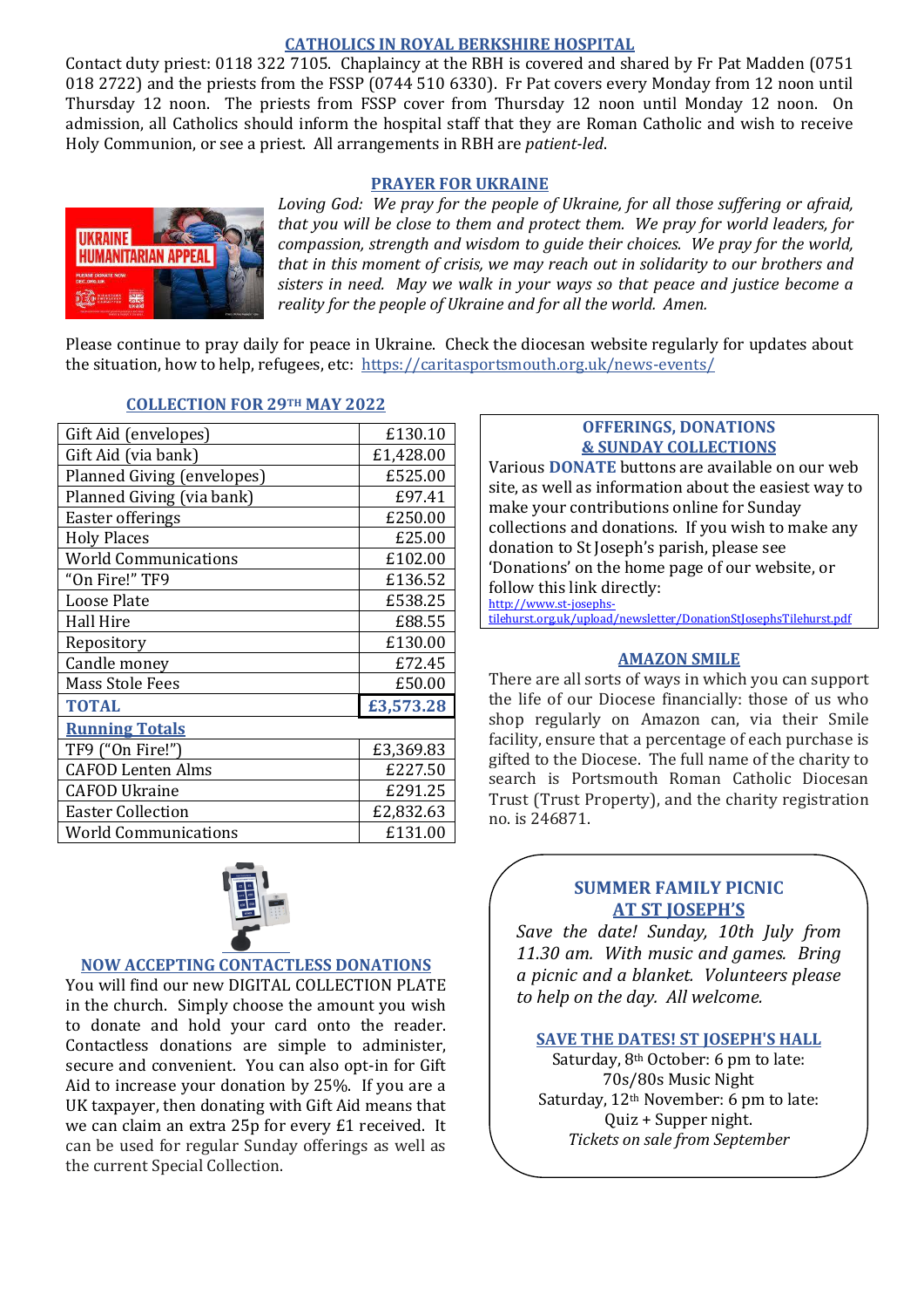## CATHOLICS IN ROYAL BERKSHIRE HOSPITAL

Contact duty priest: 0118 322 7105. Chaplaincy at the RBH is covered and shared by Fr Pat Madden (0751 018 2722) and the priests from the FSSP (0744 510 6330). Fr Pat covers every Monday from 12 noon until Thursday 12 noon. The priests from FSSP cover from Thursday 12 noon until Monday 12 noon. On admission, all Catholics should inform the hospital staff that they are Roman Catholic and wish to receive Holy Communion, or see a priest. All arrangements in RBH are *patient-led*.

## PRAYER FOR UKRAINE

*Loving God: We pray for the people of Ukraine, for all those suffering or afraid, that you will be close to them and protect them. We pray for world leaders, for compassion, strength and wisdom to guide their choices. We pray for the world, that in this moment of crisis, we may reach out in solidarity to our brothers and sisters in need. May we walk in your ways so that peace and justice become a reality for the people of Ukraine and for all the world. Amen.*

Please continue to pray daily for peace in Ukraine. Check the diocesan website regularly for updates about the situation, how to help, refugees, etc: https://caritasportsmouth.org.uk/news-events/

## COLLECTION FOR 29TH MAY 2022

| | |
|---|---|
| Gift Aid (envelopes) | £130.10 |
| Gift Aid (via bank) | £1,428.00 |
| Planned Giving (envelopes) | £525.00 |
| Planned Giving (via bank) | £97.41 |
| Easter offerings | £250.00 |
| Holy Places | £25.00 |
| World Communications | £102.00 |
| "On Fire!" TF9 | £136.52 |
| Loose Plate | £538.25 |
| Hall Hire | £88.55 |
| Repository | £130.00 |
| Candle money | £72.45 |
| Mass Stole Fees | £50.00 |
| **TOTAL** | **£3,573.28** |
| **Running Totals** | |
| TF9 ("On Fire!") | £3,369.83 |
| CAFOD Lenten Alms | £227.50 |
| CAFOD Ukraine | £291.25 |
| Easter Collection | £2,832.63 |
| World Communications | £131.00 |

## NOW ACCEPTING CONTACTLESS DONATIONS

You will find our new DIGITAL COLLECTION PLATE in the church. Simply choose the amount you wish to donate and hold your card onto the reader. Contactless donations are simple to administer, secure and convenient. You can also opt-in for Gift Aid to increase your donation by 25%. If you are a UK taxpayer, then donating with Gift Aid means that we can claim an extra 25p for every £1 received. It can be used for regular Sunday offerings as well as the current Special Collection.

## OFFERINGS, DONATIONS & SUNDAY COLLECTIONS

Various **DONATE** buttons are available on our web site, as well as information about the easiest way to make your contributions online for Sunday collections and donations. If you wish to make any donation to St Joseph's parish, please see 'Donations' on the home page of our website, or follow this link directly: http://www.st-josephs-tilehurst.org.uk/upload/newsletter/DonationStJosephsTilehurst.pdf

## AMAZON SMILE

There are all sorts of ways in which you can support the life of our Diocese financially: those of us who shop regularly on Amazon can, via their Smile facility, ensure that a percentage of each purchase is gifted to the Diocese. The full name of the charity to search is Portsmouth Roman Catholic Diocesan Trust (Trust Property), and the charity registration no. is 246871.

## SUMMER FAMILY PICNIC AT ST JOSEPH'S

*Save the date! Sunday, 10th July from 11.30 am. With music and games. Bring a picnic and a blanket. Volunteers please to help on the day. All welcome.*

## SAVE THE DATES! ST JOSEPH'S HALL

Saturday, 8th October: 6 pm to late:
70s/80s Music Night

Saturday, 12th November: 6 pm to late:
Quiz + Supper night.

*Tickets on sale from September*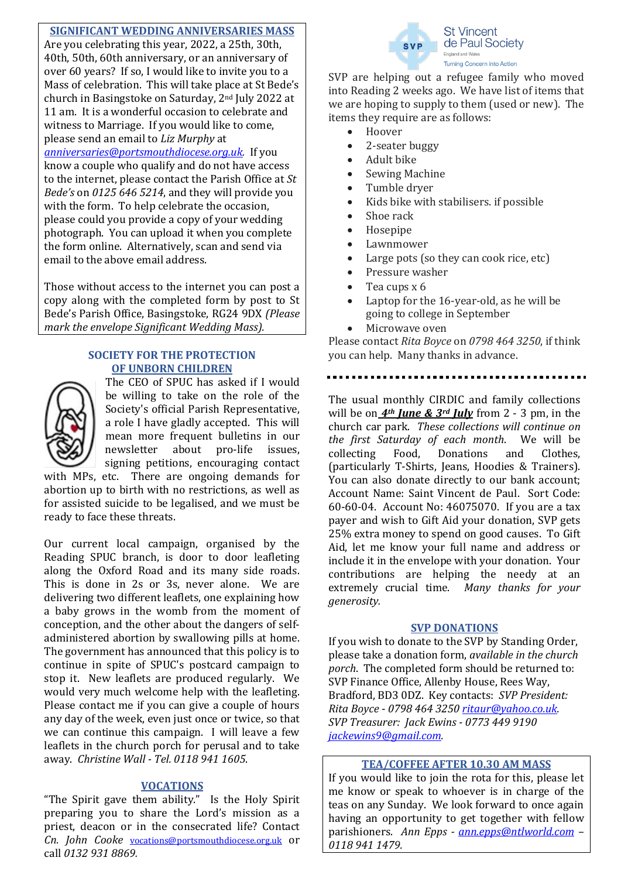## SIGNIFICANT WEDDING ANNIVERSARIES MASS

Are you celebrating this year, 2022, a 25th, 30th, 40th, 50th, 60th anniversary, or an anniversary of over 60 years? If so, I would like to invite you to a Mass of celebration. This will take place at St Bede's church in Basingstoke on Saturday, 2nd July 2022 at 11 am. It is a wonderful occasion to celebrate and witness to Marriage. If you would like to come, please send an email to *Liz Murphy* at *anniversaries@portsmouthdiocese.org.uk*. If you know a couple who qualify and do not have access to the internet, please contact the Parish Office at *St Bede's* on *0125 646 5214*, and they will provide you with the form. To help celebrate the occasion, please could you provide a copy of your wedding photograph. You can upload it when you complete the form online. Alternatively, scan and send via email to the above email address.

Those without access to the internet you can post a copy along with the completed form by post to St Bede's Parish Office, Basingstoke, RG24 9DX *(Please mark the envelope Significant Wedding Mass).*

## SOCIETY FOR THE PROTECTION OF UNBORN CHILDREN

The CEO of SPUC has asked if I would be willing to take on the role of the Society's official Parish Representative, a role I have gladly accepted. This will mean more frequent bulletins in our newsletter about pro-life issues, signing petitions, encouraging contact with MPs, etc. There are ongoing demands for abortion up to birth with no restrictions, as well as for assisted suicide to be legalised, and we must be ready to face these threats.

Our current local campaign, organised by the Reading SPUC branch, is door to door leafleting along the Oxford Road and its many side roads. This is done in 2s or 3s, never alone. We are delivering two different leaflets, one explaining how a baby grows in the womb from the moment of conception, and the other about the dangers of self-administered abortion by swallowing pills at home. The government has announced that this policy is to continue in spite of SPUC's postcard campaign to stop it. New leaflets are produced regularly. We would very much welcome help with the leafleting. Please contact me if you can give a couple of hours any day of the week, even just once or twice, so that we can continue this campaign. I will leave a few leaflets in the church porch for perusal and to take away. *Christine Wall - Tel. 0118 941 1605.*

## VOCATIONS

"The Spirit gave them ability." Is the Holy Spirit preparing you to share the Lord's mission as a priest, deacon or in the consecrated life? Contact *Cn. John Cooke* vocations@portsmouthdiocese.org.uk or call *0132 931 8869.*

St Vincent de Paul Society
England and Wales
Turning Concern into Action

SVP are helping out a refugee family who moved into Reading 2 weeks ago. We have list of items that we are hoping to supply to them (used or new). The items they require are as follows:

- Hoover
- 2-seater buggy
- Adult bike
- Sewing Machine
- Tumble dryer
- Kids bike with stabilisers. if possible
- Shoe rack
- Hosepipe
- Lawnmower
- Large pots (so they can cook rice, etc)
- Pressure washer
- Tea cups x 6
- Laptop for the 16-year-old, as he will be going to college in September
- Microwave oven

Please contact *Rita Boyce* on *0798 464 3250*, if think you can help. Many thanks in advance.

---

The usual monthly CIRDIC and family collections will be on ***4th June & 3rd July*** from 2 - 3 pm, in the church car park. *These collections will continue on the first Saturday of each month.* We will be collecting Food, Donations and Clothes, (particularly T-Shirts, Jeans, Hoodies & Trainers). You can also donate directly to our bank account; Account Name: Saint Vincent de Paul. Sort Code: 60-60-04. Account No: 46075070. If you are a tax payer and wish to Gift Aid your donation, SVP gets 25% extra money to spend on good causes. To Gift Aid, let me know your full name and address or include it in the envelope with your donation. Your contributions are helping the needy at an extremely crucial time. *Many thanks for your generosity.*

## SVP DONATIONS

If you wish to donate to the SVP by Standing Order, please take a donation form, *available in the church porch*. The completed form should be returned to: SVP Finance Office, Allenby House, Rees Way, Bradford, BD3 0DZ. Key contacts: *SVP President: Rita Boyce - 0798 464 3250 ritaur@yahoo.co.uk. SVP Treasurer: Jack Ewins - 0773 449 9190 jackewins9@gmail.com.*

## TEA/COFFEE AFTER 10.30 AM MASS

If you would like to join the rota for this, please let me know or speak to whoever is in charge of the teas on any Sunday. We look forward to once again having an opportunity to get together with fellow parishioners. *Ann Epps - ann.epps@ntlworld.com – 0118 941 1479.*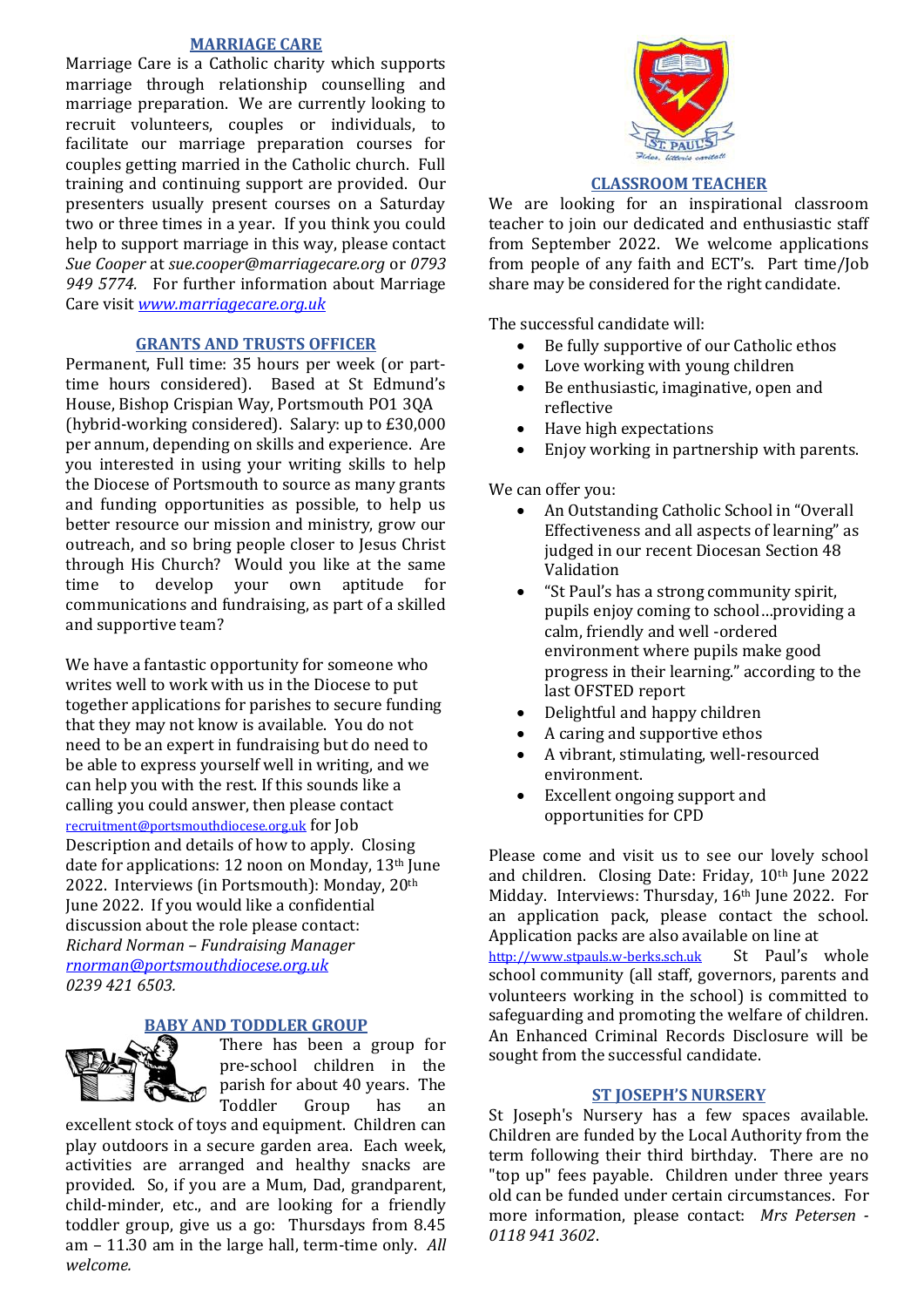## MARRIAGE CARE

Marriage Care is a Catholic charity which supports marriage through relationship counselling and marriage preparation. We are currently looking to recruit volunteers, couples or individuals, to facilitate our marriage preparation courses for couples getting married in the Catholic church. Full training and continuing support are provided. Our presenters usually present courses on a Saturday two or three times in a year. If you think you could help to support marriage in this way, please contact *Sue Cooper* at *sue.cooper@marriagecare.org* or *0793 949 5774.* For further information about Marriage Care visit *www.marriagecare.org.uk*

## GRANTS AND TRUSTS OFFICER

Permanent, Full time: 35 hours per week (or part-time hours considered). Based at St Edmund's House, Bishop Crispian Way, Portsmouth PO1 3QA (hybrid-working considered). Salary: up to £30,000 per annum, depending on skills and experience. Are you interested in using your writing skills to help the Diocese of Portsmouth to source as many grants and funding opportunities as possible, to help us better resource our mission and ministry, grow our outreach, and so bring people closer to Jesus Christ through His Church? Would you like at the same time to develop your own aptitude for communications and fundraising, as part of a skilled and supportive team?

We have a fantastic opportunity for someone who writes well to work with us in the Diocese to put together applications for parishes to secure funding that they may not know is available. You do not need to be an expert in fundraising but do need to be able to express yourself well in writing, and we can help you with the rest. If this sounds like a calling you could answer, then please contact recruitment@portsmouthdiocese.org.uk for Job Description and details of how to apply. Closing date for applications: 12 noon on Monday, 13th June 2022. Interviews (in Portsmouth): Monday, 20th June 2022. If you would like a confidential discussion about the role please contact:
*Richard Norman – Fundraising Manager*
*rnorman@portsmouthdiocese.org.uk*
*0239 421 6503.*

## BABY AND TODDLER GROUP

There has been a group for pre-school children in the parish for about 40 years. The Toddler Group has an excellent stock of toys and equipment. Children can play outdoors in a secure garden area. Each week, activities are arranged and healthy snacks are provided. So, if you are a Mum, Dad, grandparent, child-minder, etc., and are looking for a friendly toddler group, give us a go: Thursdays from 8.45 am – 11.30 am in the large hall, term-time only. *All welcome.*

## CLASSROOM TEACHER

We are looking for an inspirational classroom teacher to join our dedicated and enthusiastic staff from September 2022. We welcome applications from people of any faith and ECT's. Part time/Job share may be considered for the right candidate.

The successful candidate will:

- Be fully supportive of our Catholic ethos
- Love working with young children
- Be enthusiastic, imaginative, open and reflective
- Have high expectations
- Enjoy working in partnership with parents.

We can offer you:

- An Outstanding Catholic School in "Overall Effectiveness and all aspects of learning" as judged in our recent Diocesan Section 48 Validation
- "St Paul's has a strong community spirit, pupils enjoy coming to school…providing a calm, friendly and well -ordered environment where pupils make good progress in their learning." according to the last OFSTED report
- Delightful and happy children
- A caring and supportive ethos
- A vibrant, stimulating, well-resourced environment.
- Excellent ongoing support and opportunities for CPD

Please come and visit us to see our lovely school and children. Closing Date: Friday, 10th June 2022 Midday. Interviews: Thursday, 16th June 2022. For an application pack, please contact the school. Application packs are also available on line at http://www.stpauls.w-berks.sch.uk St Paul's whole school community (all staff, governors, parents and volunteers working in the school) is committed to safeguarding and promoting the welfare of children. An Enhanced Criminal Records Disclosure will be sought from the successful candidate.

## ST JOSEPH'S NURSERY

St Joseph's Nursery has a few spaces available. Children are funded by the Local Authority from the term following their third birthday. There are no "top up" fees payable. Children under three years old can be funded under certain circumstances. For more information, please contact: *Mrs Petersen - 0118 941 3602*.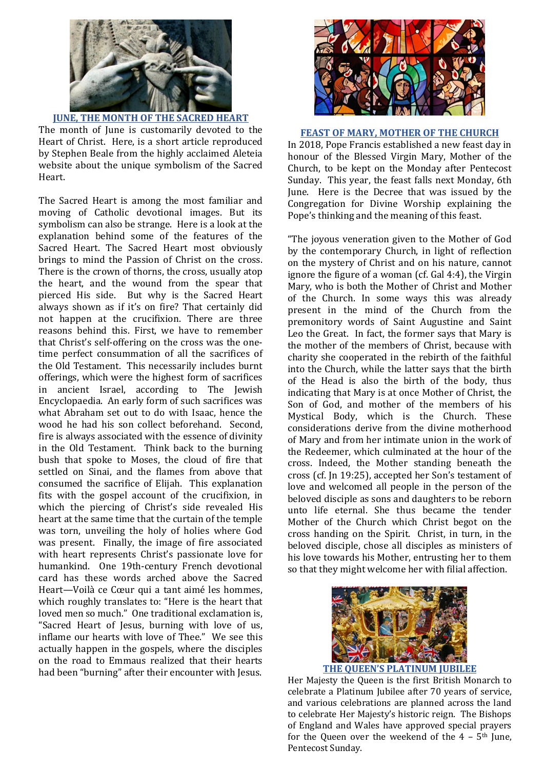## JUNE, THE MONTH OF THE SACRED HEART

The month of June is customarily devoted to the Heart of Christ. Here, is a short article reproduced by Stephen Beale from the highly acclaimed Aleteia website about the unique symbolism of the Sacred Heart.

The Sacred Heart is among the most familiar and moving of Catholic devotional images. But its symbolism can also be strange. Here is a look at the explanation behind some of the features of the Sacred Heart. The Sacred Heart most obviously brings to mind the Passion of Christ on the cross. There is the crown of thorns, the cross, usually atop the heart, and the wound from the spear that pierced His side. But why is the Sacred Heart always shown as if it's on fire? That certainly did not happen at the crucifixion. There are three reasons behind this. First, we have to remember that Christ's self-offering on the cross was the one-time perfect consummation of all the sacrifices of the Old Testament. This necessarily includes burnt offerings, which were the highest form of sacrifices in ancient Israel, according to The Jewish Encyclopaedia. An early form of such sacrifices was what Abraham set out to do with Isaac, hence the wood he had his son collect beforehand. Second, fire is always associated with the essence of divinity in the Old Testament. Think back to the burning bush that spoke to Moses, the cloud of fire that settled on Sinai, and the flames from above that consumed the sacrifice of Elijah. This explanation fits with the gospel account of the crucifixion, in which the piercing of Christ's side revealed His heart at the same time that the curtain of the temple was torn, unveiling the holy of holies where God was present. Finally, the image of fire associated with heart represents Christ's passionate love for humankind. One 19th-century French devotional card has these words arched above the Sacred Heart—Voilà ce Cœur qui a tant aimé les hommes, which roughly translates to: "Here is the heart that loved men so much." One traditional exclamation is, "Sacred Heart of Jesus, burning with love of us, inflame our hearts with love of Thee." We see this actually happen in the gospels, where the disciples on the road to Emmaus realized that their hearts had been "burning" after their encounter with Jesus.

## FEAST OF MARY, MOTHER OF THE CHURCH

In 2018, Pope Francis established a new feast day in honour of the Blessed Virgin Mary, Mother of the Church, to be kept on the Monday after Pentecost Sunday. This year, the feast falls next Monday, 6th June. Here is the Decree that was issued by the Congregation for Divine Worship explaining the Pope's thinking and the meaning of this feast.

"The joyous veneration given to the Mother of God by the contemporary Church, in light of reflection on the mystery of Christ and on his nature, cannot ignore the figure of a woman (cf. Gal 4:4), the Virgin Mary, who is both the Mother of Christ and Mother of the Church. In some ways this was already present in the mind of the Church from the premonitory words of Saint Augustine and Saint Leo the Great. In fact, the former says that Mary is the mother of the members of Christ, because with charity she cooperated in the rebirth of the faithful into the Church, while the latter says that the birth of the Head is also the birth of the body, thus indicating that Mary is at once Mother of Christ, the Son of God, and mother of the members of his Mystical Body, which is the Church. These considerations derive from the divine motherhood of Mary and from her intimate union in the work of the Redeemer, which culminated at the hour of the cross. Indeed, the Mother standing beneath the cross (cf. Jn 19:25), accepted her Son's testament of love and welcomed all people in the person of the beloved disciple as sons and daughters to be reborn unto life eternal. She thus became the tender Mother of the Church which Christ begot on the cross handing on the Spirit. Christ, in turn, in the beloved disciple, chose all disciples as ministers of his love towards his Mother, entrusting her to them so that they might welcome her with filial affection.

## THE QUEEN'S PLATINUM JUBILEE

Her Majesty the Queen is the first British Monarch to celebrate a Platinum Jubilee after 70 years of service, and various celebrations are planned across the land to celebrate Her Majesty's historic reign. The Bishops of England and Wales have approved special prayers for the Queen over the weekend of the 4 – 5th June, Pentecost Sunday.